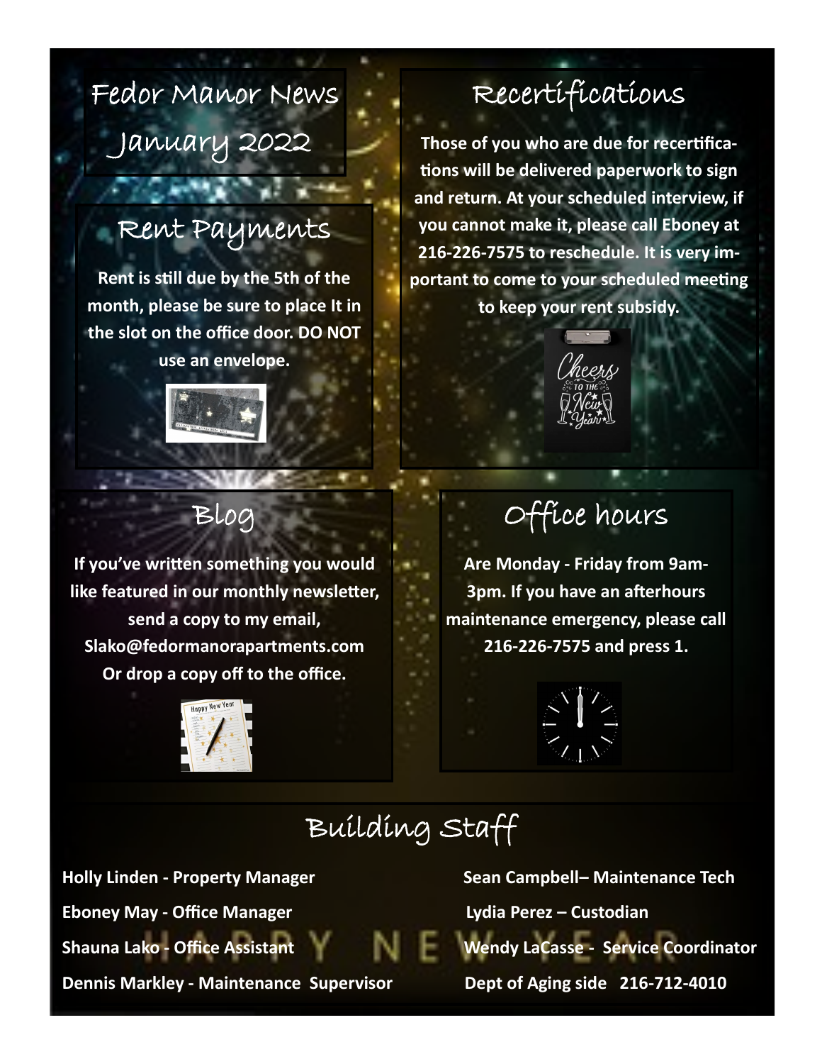# Fedor Manor News

## January 2022

## Rent Payments

**Rent is still due by the 5th of the month, please be sure to place It in the slot on the office door. DO NOT use an envelope.**

## Recertifications

**Those of you who are due for recertifications will be delivered paperwork to sign and return. At your scheduled interview, if you cannot make it, please call Eboney at 216-226-7575 to reschedule. It is very important to come to your scheduled meeting to keep your rent subsidy.**

## Blog

**If you've written something you would like featured in our monthly newsletter, send a copy to my email, Slako@fedormanorapartments.com Or drop a copy off to the office.**

## Office hours

**Are Monday - Friday from 9am-3pm. If you have an afterhours maintenance emergency, please call 216-226-7575 and press 1.**

## Building Staff

**Holly Linden - Property Manager**

**Eboney May - Office Manager**

**Shauna Lako - Office Assistant**

**Dennis Markley - Maintenance Supervisor**

**Sean Campbell– Maintenance Tech**

**Lydia Perez – Custodian**

**Wendy LaCasse - Service Coordinator**

**Dept of Aging side 216-712-4010**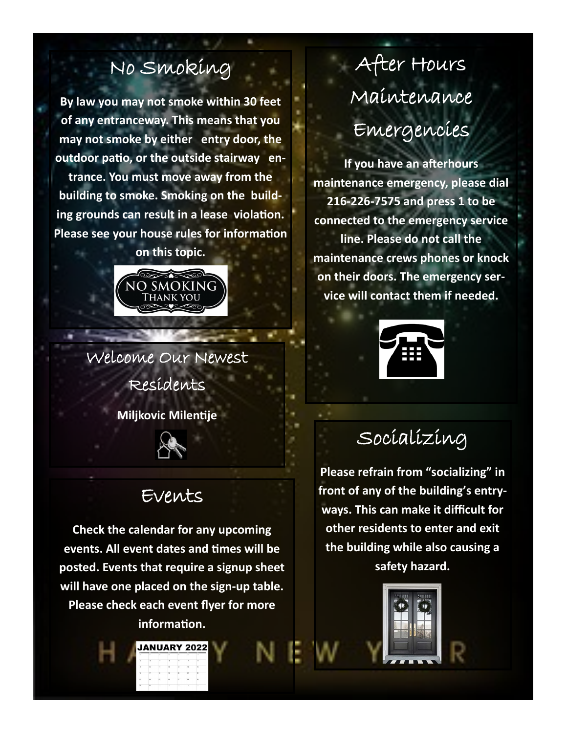## No Smoking

**By law you may not smoke within 30 feet of any entranceway. This means that you may not smoke by either entry door, the outdoor patio, or the outside stairway entrance. You must move away from the building to smoke. Smoking on the building grounds can result in a lease violation. Please see your house rules for information on this topic.**

## Welcome Our Newest Residents

**Miljkovic Milentije**

## Events

**Check the calendar for any upcoming events. All event dates and times will be posted. Events that require a signup sheet will have one placed on the sign-up table. Please check each event flyer for more information.**

## After Hours Maintenance Emergencies

**If you have an afterhours maintenance emergency, please dial 216-226-7575 and press 1 to be connected to the emergency service line. Please do not call the maintenance crews phones or knock on their doors. The emergency service will contact them if needed.**

## Socializing

**Please refrain from "socializing" in front of any of the building's entryways. This can make it difficult for other residents to enter and exit the building while also causing a safety hazard.**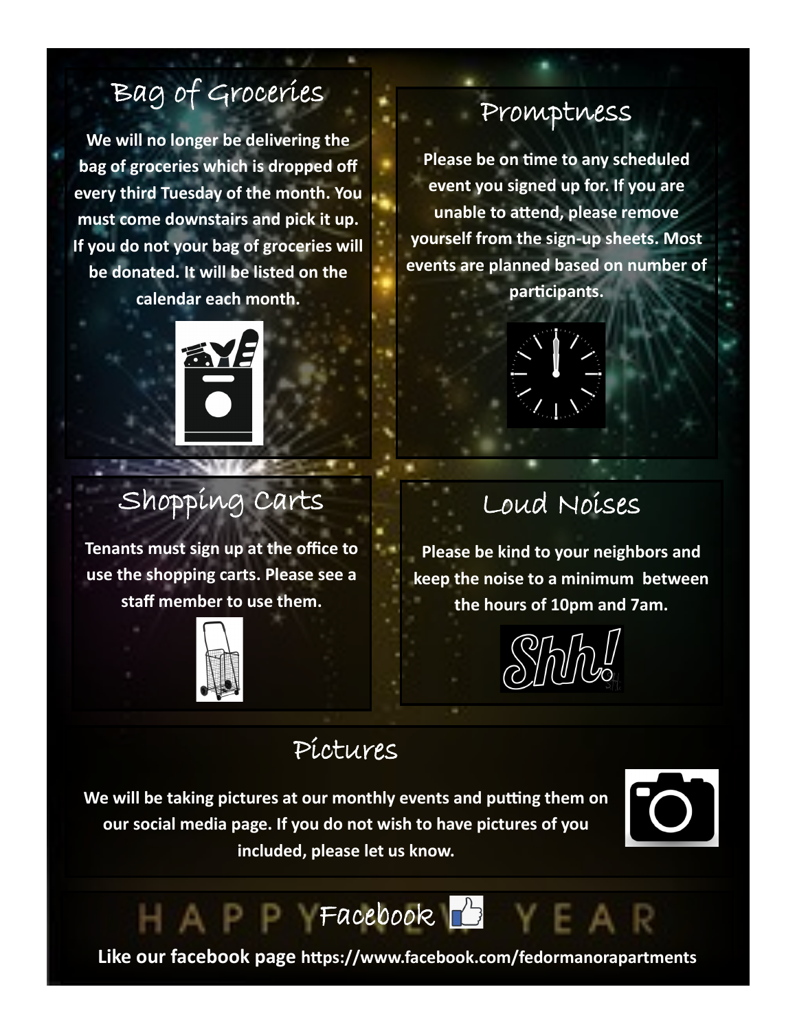## Bag of Groceries

**We will no longer be delivering the bag of groceries which is dropped off every third Tuesday of the month. You must come downstairs and pick it up. If you do not your bag of groceries will be donated. It will be listed on the calendar each month.**

## Promptness

**Please be on time to any scheduled event you signed up for. If you are unable to attend, please remove yourself from the sign-up sheets. Most events are planned based on number of participants.**

## Shopping Carts

**Tenants must sign up at the office to use the shopping carts. Please see a staff member to use them.**

## Loud Noises

**Please be kind to your neighbors and keep the noise to a minimum between the hours of 10pm and 7am.**

## Pictures

**We will be taking pictures at our monthly events and putting them on our social media page. If you do not wish to have pictures of you included, please let us know.**

## Facebook

**Like our facebook page https://www.facebook.com/fedormanorapartments**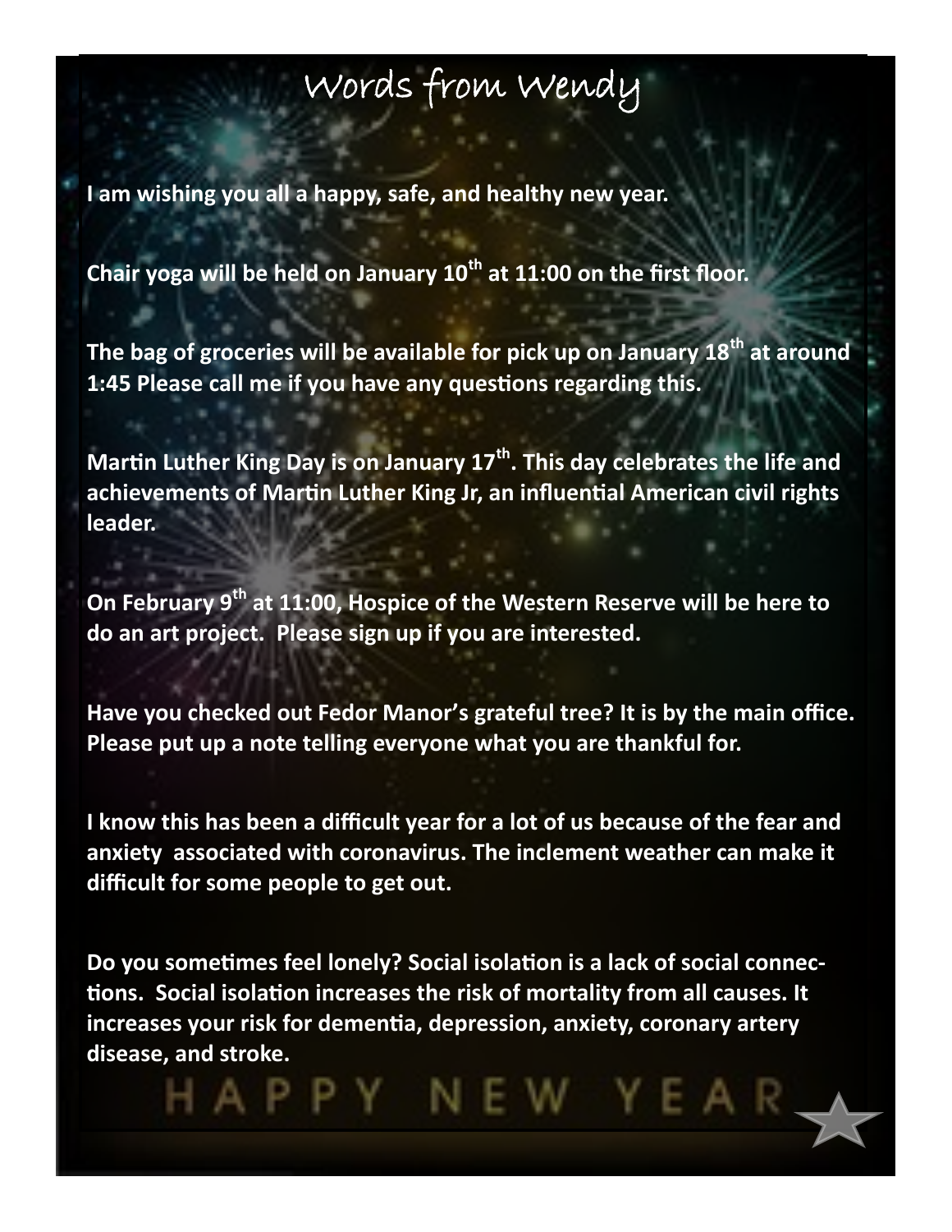# Words from Wendy

**I am wishing you all a happy, safe, and healthy new year.**

**Chair yoga will be held on January 10th at 11:00 on the first floor.**

**The bag of groceries will be available for pick up on January 18th at around 1:45 Please call me if you have any questions regarding this.**

**Martin Luther King Day is on January 17th. This day celebrates the life and achievements of Martin Luther King Jr, an influential American civil rights leader.**

**On February 9th at 11:00, Hospice of the Western Reserve will be here to do an art project. Please sign up if you are interested.**

**Have you checked out Fedor Manor's grateful tree? It is by the main office. Please put up a note telling everyone what you are thankful for.**

**I know this has been a difficult year for a lot of us because of the fear and anxiety associated with coronavirus. The inclement weather can make it difficult for some people to get out.**

**Do you sometimes feel lonely? Social isolation is a lack of social connections. Social isolation increases the risk of mortality from all causes. It increases your risk for dementia, depression, anxiety, coronary artery disease, and stroke.**

HAPPY NEW YEAR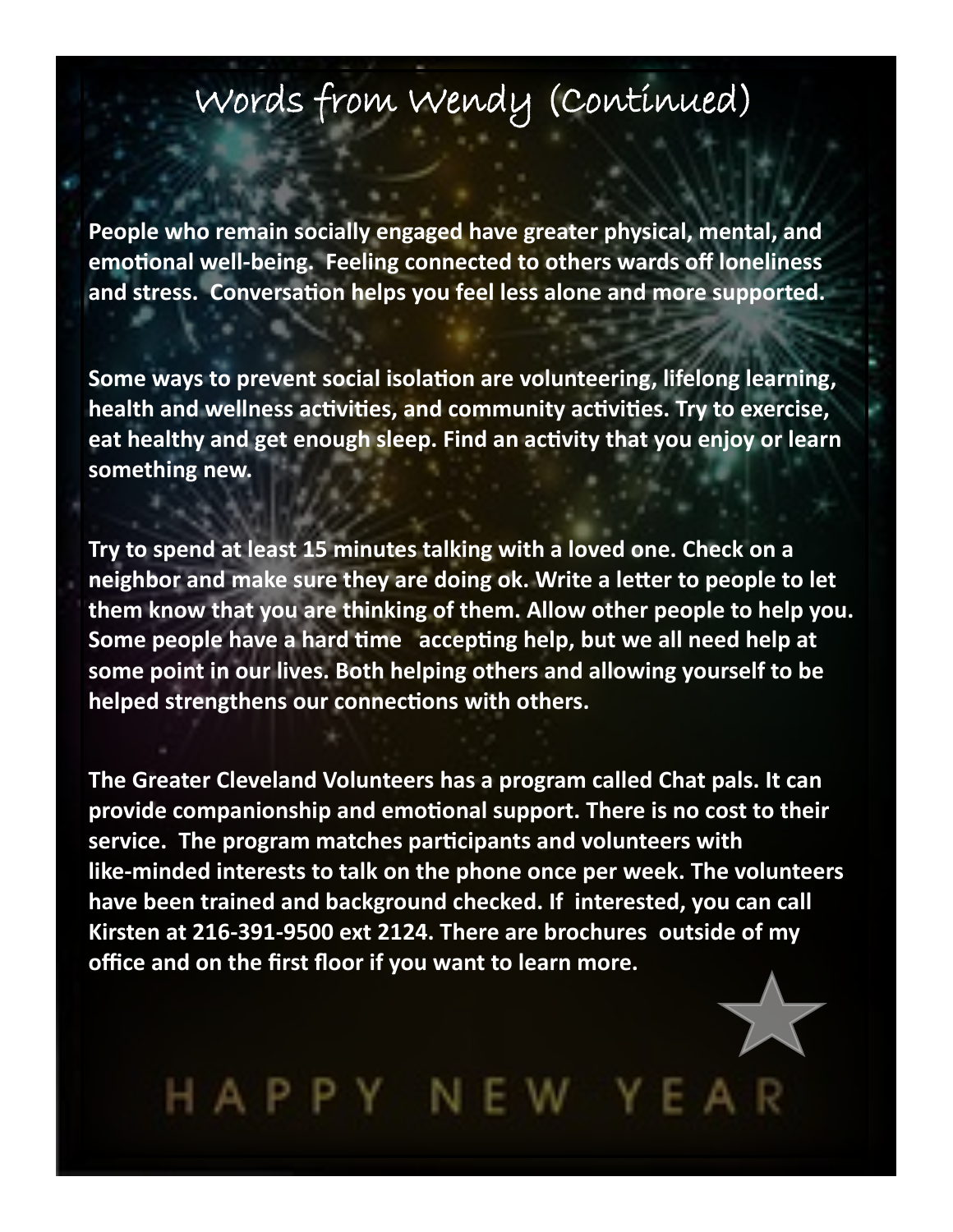# Words from Wendy (Continued)

**People who remain socially engaged have greater physical, mental, and emotional well-being. Feeling connected to others wards off loneliness and stress. Conversation helps you feel less alone and more supported.**

**Some ways to prevent social isolation are volunteering, lifelong learning, health and wellness activities, and community activities. Try to exercise, eat healthy and get enough sleep. Find an activity that you enjoy or learn something new.**

**Try to spend at least 15 minutes talking with a loved one. Check on a neighbor and make sure they are doing ok. Write a letter to people to let them know that you are thinking of them. Allow other people to help you. Some people have a hard time accepting help, but we all need help at some point in our lives. Both helping others and allowing yourself to be helped strengthens our connections with others.**

**The Greater Cleveland Volunteers has a program called Chat pals. It can provide companionship and emotional support. There is no cost to their service. The program matches participants and volunteers with like-minded interests to talk on the phone once per week. The volunteers have been trained and background checked. If interested, you can call Kirsten at 216-391-9500 ext 2124. There are brochures outside of my office and on the first floor if you want to learn more.**

HAPPY NEW YEAR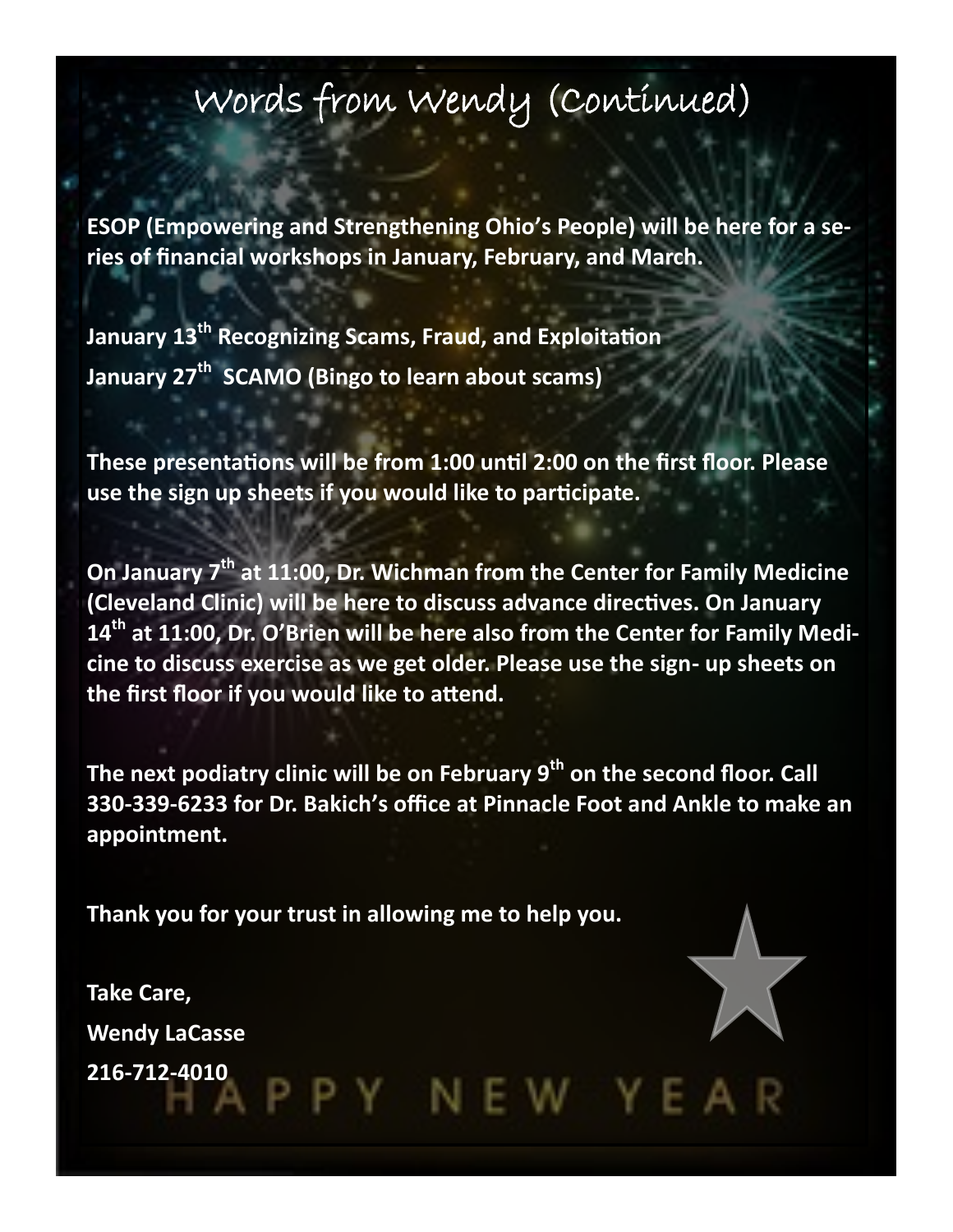# Words from Wendy (Continued)

**ESOP (Empowering and Strengthening Ohio's People) will be here for a series of financial workshops in January, February, and March.**

**January 13th Recognizing Scams, Fraud, and Exploitation**
**January 27th SCAMO (Bingo to learn about scams)**

**These presentations will be from 1:00 until 2:00 on the first floor. Please use the sign up sheets if you would like to participate.**

**On January 7th at 11:00, Dr. Wichman from the Center for Family Medicine (Cleveland Clinic) will be here to discuss advance directives. On January 14th at 11:00, Dr. O'Brien will be here also from the Center for Family Medicine to discuss exercise as we get older. Please use the sign- up sheets on the first floor if you would like to attend.**

**The next podiatry clinic will be on February 9th on the second floor. Call 330-339-6233 for Dr. Bakich's office at Pinnacle Foot and Ankle to make an appointment.**

**Thank you for your trust in allowing me to help you.**

**Take Care,**
**Wendy LaCasse**
**216-712-4010**

HAPPY NEW YEAR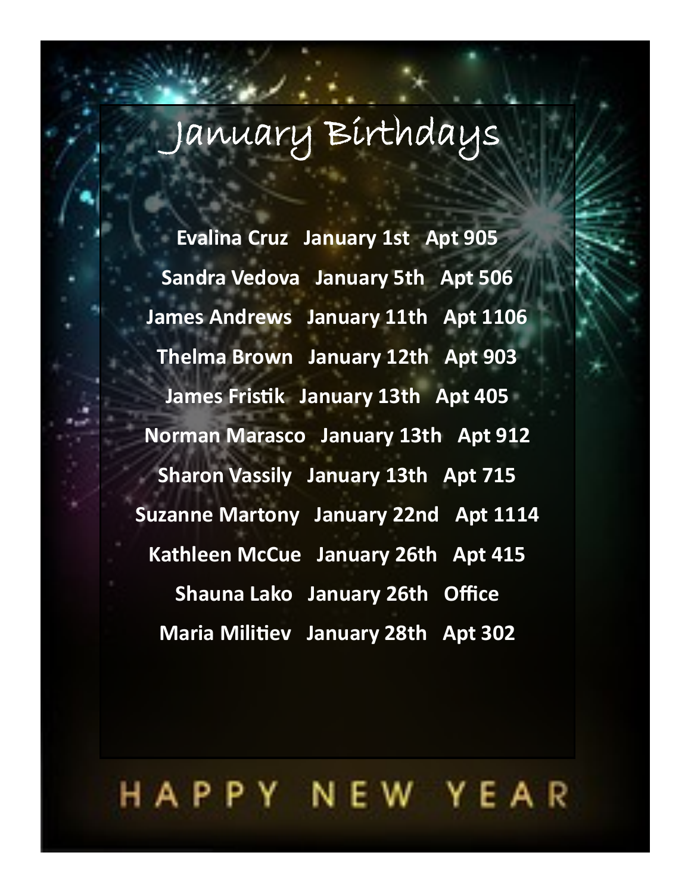# January Birthdays

**Evalina Cruz   January 1st   Apt 905**

**Sandra Vedova   January 5th   Apt 506**

**James Andrews   January 11th   Apt 1106**

**Thelma Brown   January 12th   Apt 903**

**James Fristik   January 13th   Apt 405**

**Norman Marasco   January 13th   Apt 912**

**Sharon Vassily   January 13th   Apt 715**

**Suzanne Martony   January 22nd   Apt 1114**

**Kathleen McCue   January 26th   Apt 415**

**Shauna Lako   January 26th   Office**

**Maria Militiev   January 28th   Apt 302**

HAPPY NEW YEAR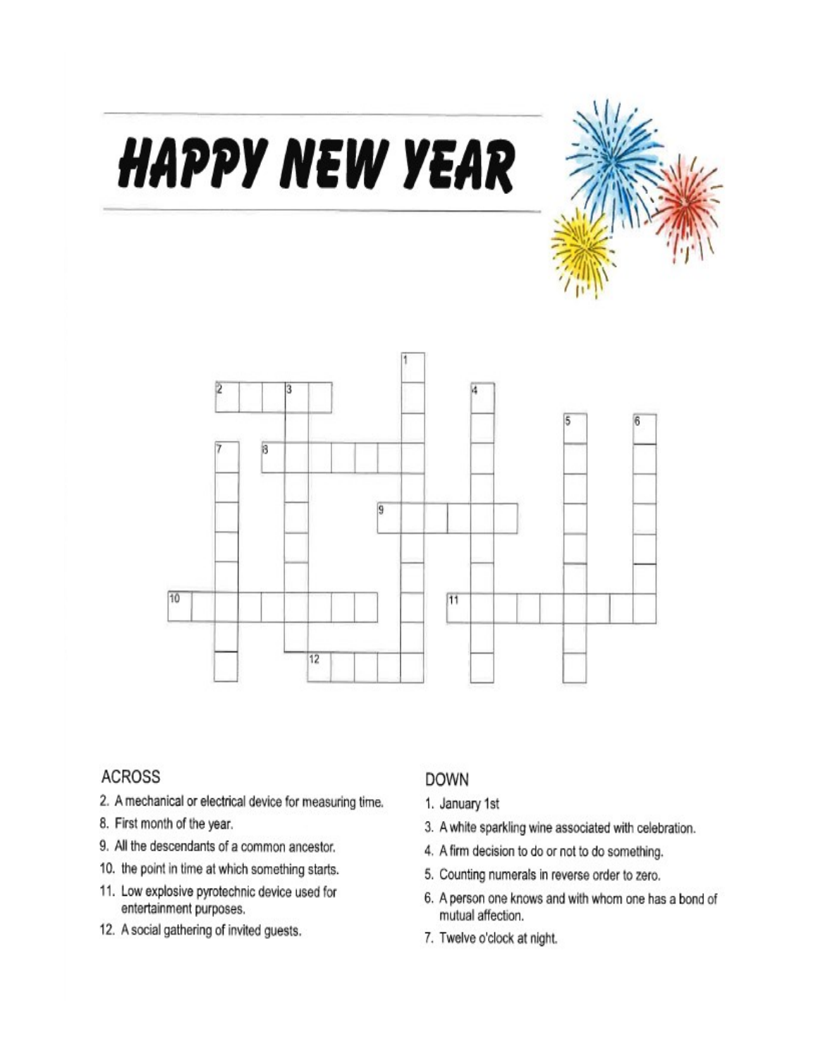# HAPPY NEW YEAR

## ACROSS

2. A mechanical or electrical device for measuring time.
8. First month of the year.
9. All the descendants of a common ancestor.
10. the point in time at which something starts.
11. Low explosive pyrotechnic device used for entertainment purposes.
12. A social gathering of invited guests.

## DOWN

1. January 1st
3. A white sparkling wine associated with celebration.
4. A firm decision to do or not to do something.
5. Counting numerals in reverse order to zero.
6. A person one knows and with whom one has a bond of mutual affection.
7. Twelve o'clock at night.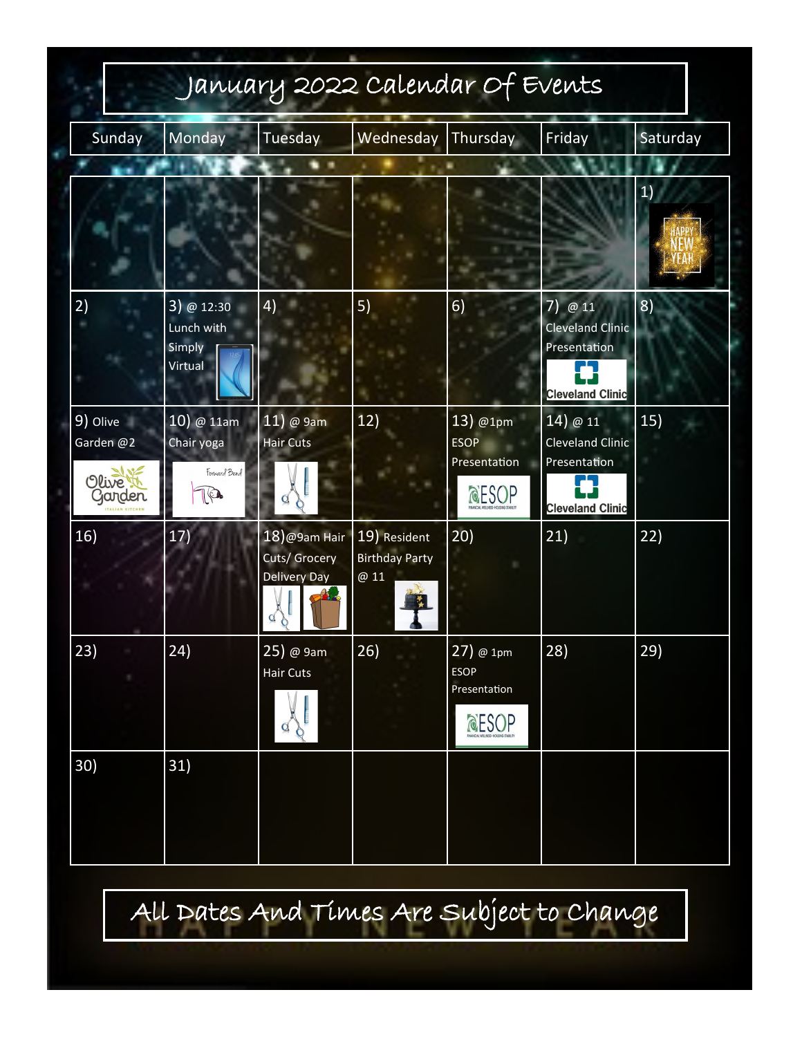# January 2022 Calendar Of Events

| Sunday | Monday | Tuesday | Wednesday | Thursday | Friday | Saturday |
|---|---|---|---|---|---|---|
| | | | | | | 1) HAPPY NEW YEAR |
| 2) | 3) @ 12:30 Lunch with Simply Virtual | 4) | 5) | 6) | 7) @ 11 Cleveland Clinic Presentation | 8) |
| 9) Olive Garden @2 | 10) @ 11am Chair yoga | 11) @ 9am Hair Cuts | 12) | 13) @1pm ESOP Presentation | 14) @ 11 Cleveland Clinic Presentation | 15) |
| 16) | 17) | 18)@9am Hair Cuts/ Grocery Delivery Day | 19) Resident Birthday Party @ 11 | 20) | 21) | 22) |
| 23) | 24) | 25) @ 9am Hair Cuts | 26) | 27) @ 1pm ESOP Presentation | 28) | 29) |
| 30) | 31) | | | | | |

All Dates And Times Are Subject to Change